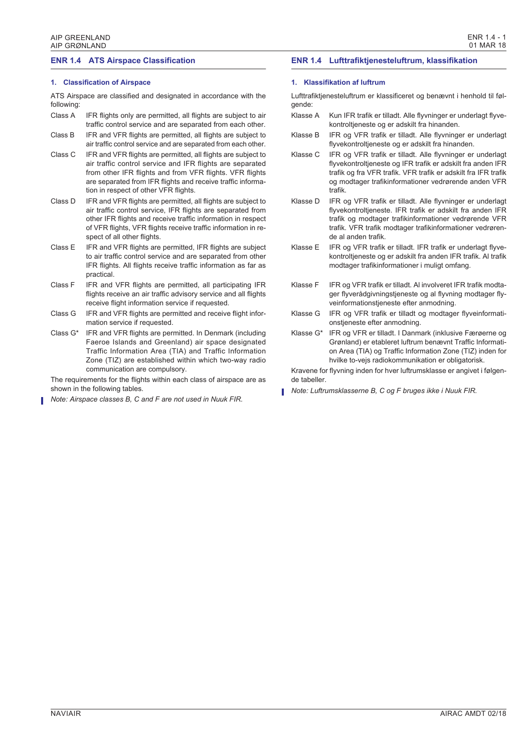## ENR 1.4 ATS Airspace Classification

### 1. Classification of Airspace

ATS Airspace are classified and designated in accordance with the following:

- **Class A** IFR flights only are permitted, all flights are subject to air traffic control service and are separated from each other.
- **Class B** IFR and VFR flights are permitted, all flights are subject to air traffic control service and are separated from each other.
- **Class C** IFR and VFR flights are permitted, all flights are subject to air traffic control service and IFR flights are separated from other IFR flights and from VFR flights. VFR flights are separated from IFR flights and receive traffic information in respect of other VFR flights.
- **Class D** IFR and VFR flights are permitted, all flights are subject to air traffic control service, IFR flights are separated from other IFR flights and receive traffic information in respect of VFR flights, VFR flights receive traffic information in respect of all other flights.
- **Class E** IFR and VFR flights are permitted, IFR flights are subject to air traffic control service and are separated from other IFR flights. All flights receive traffic information as far as practical.
- **Class F** IFR and VFR flights are permitted, all participating IFR flights receive an air traffic advisory service and all flights receive flight information service if requested.
- **Class G** IFR and VFR flights are permitted and receive flight information service if requested.
- **Class G*** IFR and VFR flights are permitted. In Denmark (including Faeroe Islands and Greenland) air space designated Traffic Information Area (TIA) and Traffic Information Zone (TIZ) are established within which two-way radio communication are compulsory.

The requirements for the flights within each class of airspace are as shown in the following tables.

*Note: Airspace classes B, C and F are not used in Nuuk FIR.*

## ENR 1.4 Lufttrafiktjenesteluftrum, klassifikation

### 1. Klassifikation af luftrum

Lufttrafiktjenesteluftrum er klassificeret og benævnt i henhold til følgende:

- **Klasse A** Kun IFR trafik er tilladt. Alle flyvninger er underlagt flyvekontroltjeneste og er adskilt fra hinanden.
- **Klasse B** IFR og VFR trafik er tilladt. Alle flyvninger er underlagt flyvekontroltjeneste og er adskilt fra hinanden.
- **Klasse C** IFR og VFR trafik er tilladt. Alle flyvninger er underlagt flyvekontroltjeneste og IFR trafik er adskilt fra anden IFR trafik og fra VFR trafik. VFR trafik er adskilt fra IFR trafik og modtager trafikinformationer vedrørende anden VFR trafik.
- **Klasse D** IFR og VFR trafik er tilladt. Alle flyvninger er underlagt flyvekontroltjeneste. IFR trafik er adskilt fra anden IFR trafik og modtager trafikinformationer vedrørende VFR trafik. VFR trafik modtager trafikinformationer vedrørende al anden trafik.
- **Klasse E** IFR og VFR trafik er tilladt. IFR trafik er underlagt flyvekontroltjeneste og er adskilt fra anden IFR trafik. Al trafik modtager trafikinformationer i muligt omfang.
- **Klasse F** IFR og VFR trafik er tilladt. Al involveret IFR trafik modtager flyverådgivningstjeneste og al flyvning modtager flyveinformationstjeneste efter anmodning.
- **Klasse G** IFR og VFR trafik er tilladt og modtager flyveinformationstjeneste efter anmodning.
- **Klasse G*** IFR og VFR er tilladt. I Danmark (inklusive Færøerne og Grønland) er etableret luftrum benævnt Traffic Information Area (TIA) og Traffic Information Zone (TIZ) inden for hvilke to-vejs radiokommunikation er obligatorisk.

Kravene for flyvning inden for hver luftrumsklasse er angivet i følgende tabeller.

*Note: Luftrumsklasserne B, C og F bruges ikke i Nuuk FIR.*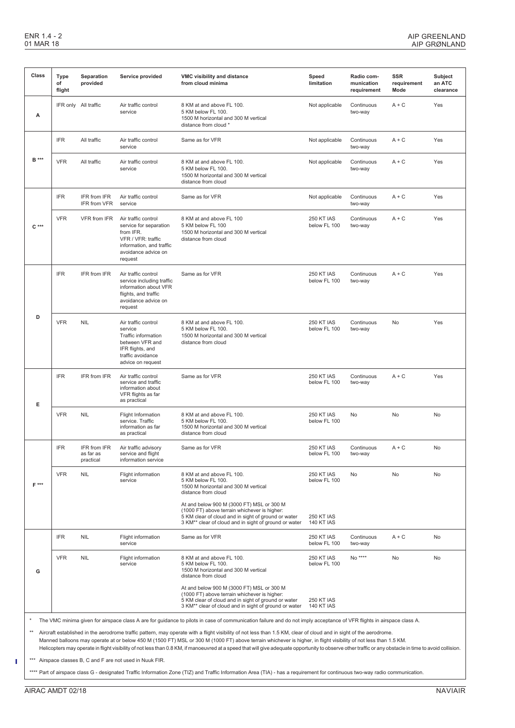| Class | Type of flight | Separation provided | Service provided | VMC visibility and distance from cloud minima | Speed limitation | Radio communication requirement | SSR requirement Mode | Subject an ATC clearance |
|---|---|---|---|---|---|---|---|---|
| A | IFR only | All traffic | Air traffic control service | 8 KM at and above FL 100.<br>5 KM below FL 100.<br>1500 M horizontal and 300 M vertical distance from cloud * | Not applicable | Continuous two-way | A + C | Yes |
| B *** | IFR | All traffic | Air traffic control service | Same as for VFR | Not applicable | Continuous two-way | A + C | Yes |
| | VFR | All traffic | Air traffic control service | 8 KM at and above FL 100.<br>5 KM below FL 100.<br>1500 M horizontal and 300 M vertical distance from cloud | Not applicable | Continuous two-way | A + C | Yes |
| C *** | IFR | IFR from IFR<br>IFR from VFR | Air traffic control service | Same as for VFR | Not applicable | Continuous two-way | A + C | Yes |
| | VFR | VFR from IFR | Air traffic control service for separation from IFR.<br>VFR / VFR: traffic information, and traffic avoidance advice on request | 8 KM at and above FL 100<br>5 KM below FL 100<br>1500 M horizontal and 300 M vertical distance from cloud | 250 KT IAS below FL 100 | Continuous two-way | A + C | Yes |
| D | IFR | IFR from IFR | Air traffic control service including traffic information about VFR flights, and traffic avoidance advice on request | Same as for VFR | 250 KT IAS below FL 100 | Continuous two-way | A + C | Yes |
| | VFR | NIL | Air traffic control service<br>Traffic information between VFR and IFR flights, and traffic avoidance advice on request | 8 KM at and above FL 100.<br>5 KM below FL 100.<br>1500 M horizontal and 300 M vertical distance from cloud | 250 KT IAS below FL 100 | Continuous two-way | No | Yes |
| E | IFR | IFR from IFR | Air traffic control service and traffic information about VFR flights as far as practical | Same as for VFR | 250 KT IAS below FL 100 | Continuous two-way | A + C | Yes |
| | VFR | NIL | Flight Information service. Traffic information as far as practical | 8 KM at and above FL 100.<br>5 KM below FL 100.<br>1500 M horizontal and 300 M vertical distance from cloud | 250 KT IAS below FL 100 | No | No | No |
| F *** | IFR | IFR from IFR as far as practical | Air traffic advisory service and flight information service | Same as for VFR | 250 KT IAS below FL 100 | Continuous two-way | A + C | No |
| | VFR | NIL | Flight information service | 8 KM at and above FL 100.<br>5 KM below FL 100.<br>1500 M horizontal and 300 M vertical distance from cloud<br><br>At and below 900 M (3000 FT) MSL or 300 M (1000 FT) above terrain whichever is higher:<br>5 KM clear of cloud and in sight of ground or water<br>3 KM** clear of cloud and in sight of ground or water | 250 KT IAS below FL 100<br><br>250 KT IAS<br>140 KT IAS | No | No | No |
| G | IFR | NIL | Flight information service | Same as for VFR | 250 KT IAS below FL 100 | Continuous two-way | A + C | No |
| | VFR | NIL | Flight information service | 8 KM at and above FL 100.<br>5 KM below FL 100.<br>1500 M horizontal and 300 M vertical distance from cloud<br><br>At and below 900 M (3000 FT) MSL or 300 M (1000 FT) above terrain whichever is higher:<br>5 KM clear of cloud and in sight of ground or water<br>3 KM** clear of cloud and in sight of ground or water | 250 KT IAS below FL 100<br><br>250 KT IAS<br>140 KT IAS | No **** | No | No |

\* The VMC minima given for airspace class A are for guidance to pilots in case of communication failure and do not imply acceptance of VFR flights in airspace class A.

** Aircraft established in the aerodrome traffic pattern, may operate with a flight visibility of not less than 1.5 KM, clear of cloud and in sight of the aerodrome.
Manned balloons may operate at or below 450 M (1500 FT) MSL or 300 M (1000 FT) above terrain whichever is higher, in flight visibility of not less than 1.5 KM.
Helicopters may operate in flight visibility of not less than 0.8 KM, if manoeuvred at a speed that will give adequate opportunity to observe other traffic or any obstacle in time to avoid collision.

*** Airspace classes B, C and F are not used in Nuuk FIR.

**** Part of airspace class G - designated Traffic Information Zone (TIZ) and Traffic Information Area (TIA) - has a requirement for continuous two-way radio communication.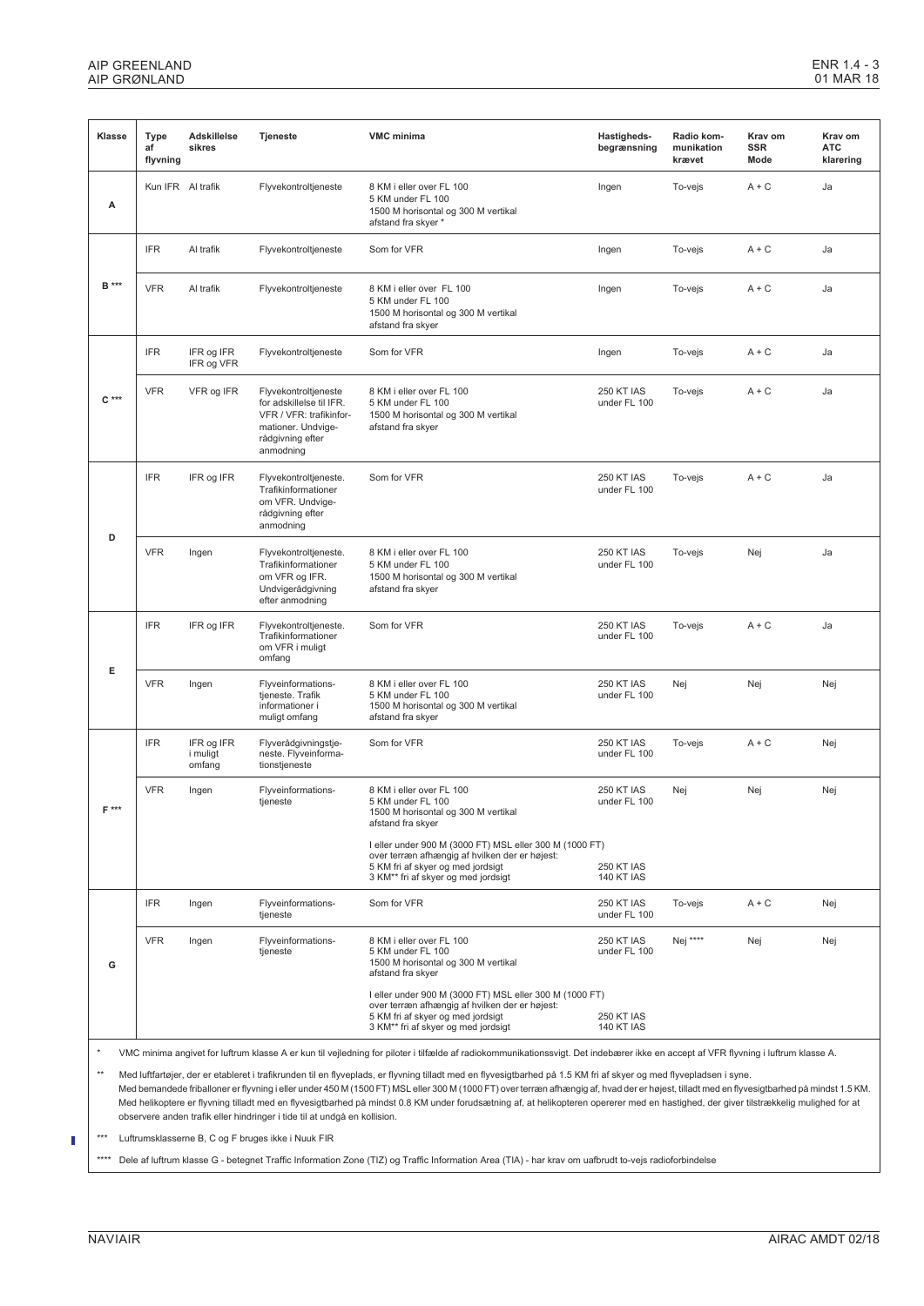| Klasse | Type af flyvning | Adskillelse sikres | Tjeneste | VMC minima | Hastigheds-begrænsning | Radio kom-munikation krævet | Krav om SSR Mode | Krav om ATC klarering |
|---|---|---|---|---|---|---|---|---|
| A | Kun IFR | Al trafik | Flyvekontroltjeneste | 8 KM i eller over FL 100<br>5 KM under FL 100<br>1500 M horisontal og 300 M vertikal afstand fra skyer * | Ingen | To-vejs | A + C | Ja |
| B *** | IFR | Al trafik | Flyvekontroltjeneste | Som for VFR | Ingen | To-vejs | A + C | Ja |
| | VFR | Al trafik | Flyvekontroltjeneste | 8 KM i eller over FL 100<br>5 KM under FL 100<br>1500 M horisontal og 300 M vertikal afstand fra skyer | Ingen | To-vejs | A + C | Ja |
| C *** | IFR | IFR og IFR<br>IFR og VFR | Flyvekontroltjeneste | Som for VFR | Ingen | To-vejs | A + C | Ja |
| | VFR | VFR og IFR | Flyvekontroltjeneste for adskillelse til IFR. VFR / VFR: trafikinformationer. Undvigerådgivning efter anmodning | 8 KM i eller over FL 100<br>5 KM under FL 100<br>1500 M horisontal og 300 M vertikal afstand fra skyer | 250 KT IAS under FL 100 | To-vejs | A + C | Ja |
| D | IFR | IFR og IFR | Flyvekontroltjeneste. Trafikinformationer om VFR. Undvigerådgivning efter anmodning | Som for VFR | 250 KT IAS under FL 100 | To-vejs | A + C | Ja |
| | VFR | Ingen | Flyvekontroltjeneste. Trafikinformationer om VFR og IFR. Undvigerådgivning efter anmodning | 8 KM i eller over FL 100<br>5 KM under FL 100<br>1500 M horisontal og 300 M vertikal afstand fra skyer | 250 KT IAS under FL 100 | To-vejs | Nej | Ja |
| E | IFR | IFR og IFR | Flyvekontroltjeneste. Trafikinformationer om VFR i muligt omfang | Som for VFR | 250 KT IAS under FL 100 | To-vejs | A + C | Ja |
| | VFR | Ingen | Flyveinformationstjeneste. Trafik informationer i muligt omfang | 8 KM i eller over FL 100<br>5 KM under FL 100<br>1500 M horisontal og 300 M vertikal afstand fra skyer | 250 KT IAS under FL 100 | Nej | Nej | Nej |
| F *** | IFR | IFR og IFR i muligt omfang | Flyverådgivningstjeneste. Flyveinformationstjeneste | Som for VFR | 250 KT IAS under FL 100 | To-vejs | A + C | Nej |
| | VFR | Ingen | Flyveinformationstjeneste | 8 KM i eller over FL 100<br>5 KM under FL 100<br>1500 M horisontal og 300 M vertikal afstand fra skyer | 250 KT IAS under FL 100 | Nej | Nej | Nej |
| | | | | I eller under 900 M (3000 FT) MSL eller 300 M (1000 FT) over terræn afhængig af hvilken der er højest:<br>5 KM fri af skyer og med jordsigt<br>3 KM** fri af skyer og med jordsigt | <br><br>250 KT IAS<br>140 KT IAS | | | |
| G | IFR | Ingen | Flyveinformationstjeneste | Som for VFR | 250 KT IAS under FL 100 | To-vejs | A + C | Nej |
| | VFR | Ingen | Flyveinformationstjeneste | 8 KM i eller over FL 100<br>5 KM under FL 100<br>1500 M horisontal og 300 M vertikal afstand fra skyer | 250 KT IAS under FL 100 | Nej **** | Nej | Nej |
| | | | | I eller under 900 M (3000 FT) MSL eller 300 M (1000 FT) over terræn afhængig af hvilken der er højest:<br>5 KM fri af skyer og med jordsigt<br>3 KM** fri af skyer og med jordsigt | <br><br>250 KT IAS<br>140 KT IAS | | | |

\* VMC minima angivet for luftrum klasse A er kun til vejledning for piloter i tilfælde af radiokommunikationssvigt. Det indebærer ikke en accept af VFR flyvning i luftrum klasse A.

** Med luftfartøjer, der er etableret i trafikrunden til en flyveplads, er flyvning tilladt med en flyvesigtbarhed på 1.5 KM fri af skyer og med flyvepladsen i syne.
Med bemandede friballoner er flyvning i eller under 450 M (1500 FT) MSL eller 300 M (1000 FT) over terræn afhængig af, hvad der er højest, tilladt med en flyvesigtbarhed på mindst 1.5 KM.
Med helikoptere er flyvning tilladt med en flyvesigtbarhed på mindst 0.8 KM under forudsætning af, at helikopteren opererer med en hastighed, der giver tilstrækkelig mulighed for at observere anden trafik eller hindringer i tide til at undgå en kollision.

*** Luftrumsklasserne B, C og F bruges ikke i Nuuk FIR

**** Dele af luftrum klasse G - betegnet Traffic Information Zone (TIZ) og Traffic Information Area (TIA) - har krav om uafbrudt to-vejs radioforbindelse